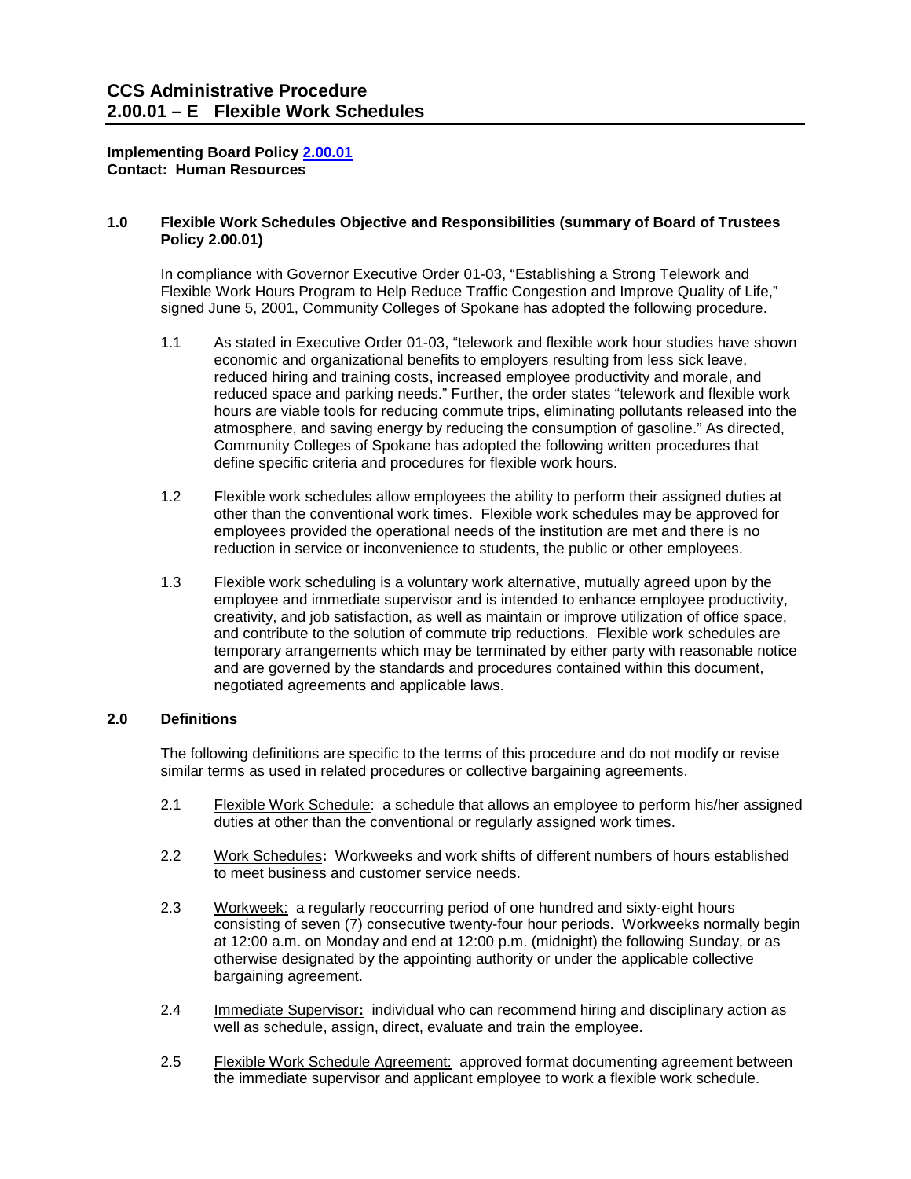# CCS Administrative Procedure
# 2.00.01 – E Flexible Work Schedules

**Implementing Board Policy [2.00.01](#)**
**Contact: Human Resources**

## 1.0 Flexible Work Schedules Objective and Responsibilities (summary of Board of Trustees Policy 2.00.01)

In compliance with Governor Executive Order 01-03, "Establishing a Strong Telework and Flexible Work Hours Program to Help Reduce Traffic Congestion and Improve Quality of Life," signed June 5, 2001, Community Colleges of Spokane has adopted the following procedure.

1.1 As stated in Executive Order 01-03, "telework and flexible work hour studies have shown economic and organizational benefits to employers resulting from less sick leave, reduced hiring and training costs, increased employee productivity and morale, and reduced space and parking needs." Further, the order states "telework and flexible work hours are viable tools for reducing commute trips, eliminating pollutants released into the atmosphere, and saving energy by reducing the consumption of gasoline." As directed, Community Colleges of Spokane has adopted the following written procedures that define specific criteria and procedures for flexible work hours.

1.2 Flexible work schedules allow employees the ability to perform their assigned duties at other than the conventional work times. Flexible work schedules may be approved for employees provided the operational needs of the institution are met and there is no reduction in service or inconvenience to students, the public or other employees.

1.3 Flexible work scheduling is a voluntary work alternative, mutually agreed upon by the employee and immediate supervisor and is intended to enhance employee productivity, creativity, and job satisfaction, as well as maintain or improve utilization of office space, and contribute to the solution of commute trip reductions. Flexible work schedules are temporary arrangements which may be terminated by either party with reasonable notice and are governed by the standards and procedures contained within this document, negotiated agreements and applicable laws.

## 2.0 Definitions

The following definitions are specific to the terms of this procedure and do not modify or revise similar terms as used in related procedures or collective bargaining agreements.

2.1 <u>Flexible Work Schedule</u>: a schedule that allows an employee to perform his/her assigned duties at other than the conventional or regularly assigned work times.

2.2 <u>Work Schedules</u>**:** Workweeks and work shifts of different numbers of hours established to meet business and customer service needs.

2.3 <u>Workweek:</u> a regularly reoccurring period of one hundred and sixty-eight hours consisting of seven (7) consecutive twenty-four hour periods. Workweeks normally begin at 12:00 a.m. on Monday and end at 12:00 p.m. (midnight) the following Sunday, or as otherwise designated by the appointing authority or under the applicable collective bargaining agreement.

2.4 <u>Immediate Supervisor</u>**:** individual who can recommend hiring and disciplinary action as well as schedule, assign, direct, evaluate and train the employee.

2.5 <u>Flexible Work Schedule Agreement:</u> approved format documenting agreement between the immediate supervisor and applicant employee to work a flexible work schedule.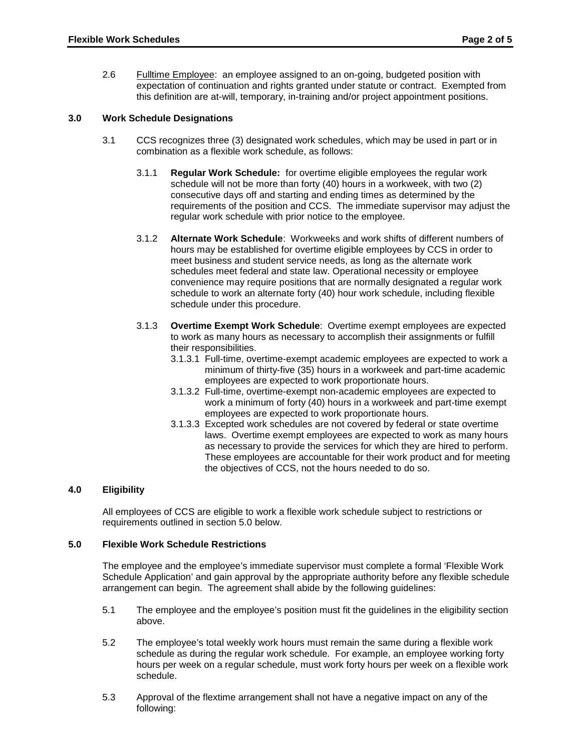2.6 Fulltime Employee: an employee assigned to an on-going, budgeted position with expectation of continuation and rights granted under statute or contract. Exempted from this definition are at-will, temporary, in-training and/or project appointment positions.

## 3.0 Work Schedule Designations

3.1 CCS recognizes three (3) designated work schedules, which may be used in part or in combination as a flexible work schedule, as follows:

3.1.1 **Regular Work Schedule:** for overtime eligible employees the regular work schedule will not be more than forty (40) hours in a workweek, with two (2) consecutive days off and starting and ending times as determined by the requirements of the position and CCS. The immediate supervisor may adjust the regular work schedule with prior notice to the employee.

3.1.2 **Alternate Work Schedule**: Workweeks and work shifts of different numbers of hours may be established for overtime eligible employees by CCS in order to meet business and student service needs, as long as the alternate work schedules meet federal and state law. Operational necessity or employee convenience may require positions that are normally designated a regular work schedule to work an alternate forty (40) hour work schedule, including flexible schedule under this procedure.

3.1.3 **Overtime Exempt Work Schedule**: Overtime exempt employees are expected to work as many hours as necessary to accomplish their assignments or fulfill their responsibilities.

3.1.3.1 Full-time, overtime-exempt academic employees are expected to work a minimum of thirty-five (35) hours in a workweek and part-time academic employees are expected to work proportionate hours.

3.1.3.2 Full-time, overtime-exempt non-academic employees are expected to work a minimum of forty (40) hours in a workweek and part-time exempt employees are expected to work proportionate hours.

3.1.3.3 Excepted work schedules are not covered by federal or state overtime laws. Overtime exempt employees are expected to work as many hours as necessary to provide the services for which they are hired to perform. These employees are accountable for their work product and for meeting the objectives of CCS, not the hours needed to do so.

## 4.0 Eligibility

All employees of CCS are eligible to work a flexible work schedule subject to restrictions or requirements outlined in section 5.0 below.

## 5.0 Flexible Work Schedule Restrictions

The employee and the employee's immediate supervisor must complete a formal 'Flexible Work Schedule Application' and gain approval by the appropriate authority before any flexible schedule arrangement can begin. The agreement shall abide by the following guidelines:

5.1 The employee and the employee's position must fit the guidelines in the eligibility section above.

5.2 The employee's total weekly work hours must remain the same during a flexible work schedule as during the regular work schedule. For example, an employee working forty hours per week on a regular schedule, must work forty hours per week on a flexible work schedule.

5.3 Approval of the flextime arrangement shall not have a negative impact on any of the following: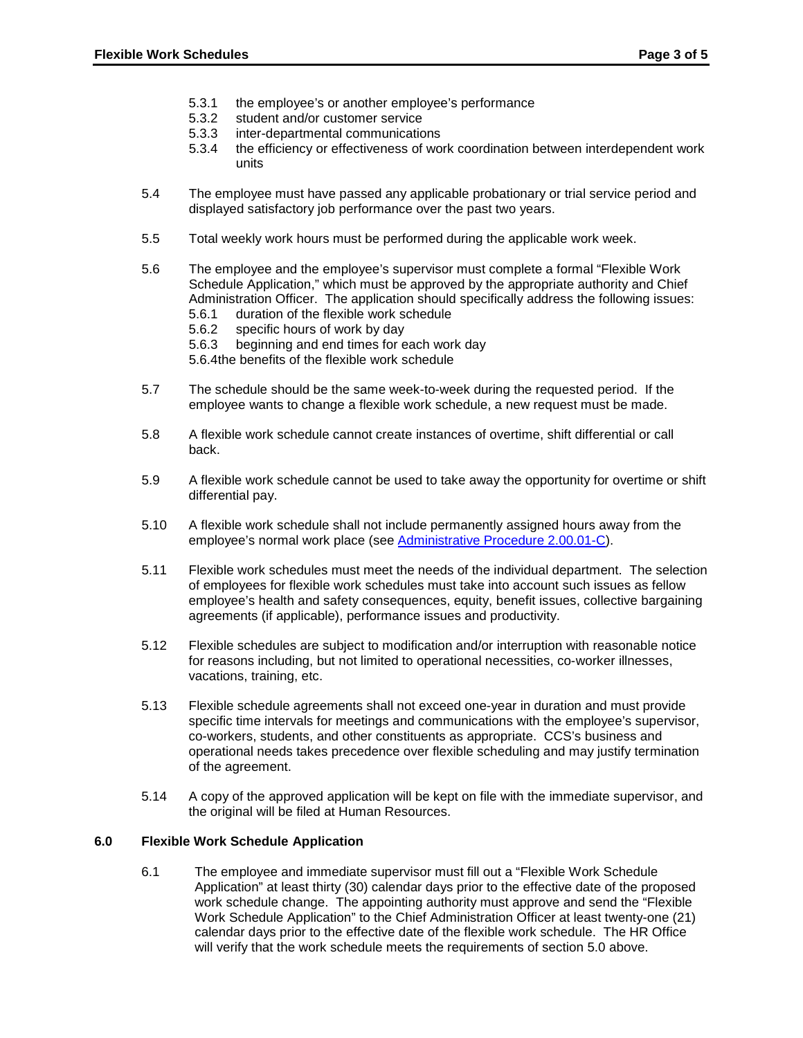5.3.1 the employee's or another employee's performance
5.3.2 student and/or customer service
5.3.3 inter-departmental communications
5.3.4 the efficiency or effectiveness of work coordination between interdependent work units

5.4 The employee must have passed any applicable probationary or trial service period and displayed satisfactory job performance over the past two years.

5.5 Total weekly work hours must be performed during the applicable work week.

5.6 The employee and the employee's supervisor must complete a formal "Flexible Work Schedule Application," which must be approved by the appropriate authority and Chief Administration Officer. The application should specifically address the following issues:
5.6.1 duration of the flexible work schedule
5.6.2 specific hours of work by day
5.6.3 beginning and end times for each work day
5.6.4the benefits of the flexible work schedule

5.7 The schedule should be the same week-to-week during the requested period. If the employee wants to change a flexible work schedule, a new request must be made.

5.8 A flexible work schedule cannot create instances of overtime, shift differential or call back.

5.9 A flexible work schedule cannot be used to take away the opportunity for overtime or shift differential pay.

5.10 A flexible work schedule shall not include permanently assigned hours away from the employee's normal work place (see Administrative Procedure 2.00.01-C).

5.11 Flexible work schedules must meet the needs of the individual department. The selection of employees for flexible work schedules must take into account such issues as fellow employee's health and safety consequences, equity, benefit issues, collective bargaining agreements (if applicable), performance issues and productivity.

5.12 Flexible schedules are subject to modification and/or interruption with reasonable notice for reasons including, but not limited to operational necessities, co-worker illnesses, vacations, training, etc.

5.13 Flexible schedule agreements shall not exceed one-year in duration and must provide specific time intervals for meetings and communications with the employee's supervisor, co-workers, students, and other constituents as appropriate. CCS's business and operational needs takes precedence over flexible scheduling and may justify termination of the agreement.

5.14 A copy of the approved application will be kept on file with the immediate supervisor, and the original will be filed at Human Resources.

## 6.0 Flexible Work Schedule Application

6.1 The employee and immediate supervisor must fill out a "Flexible Work Schedule Application" at least thirty (30) calendar days prior to the effective date of the proposed work schedule change. The appointing authority must approve and send the "Flexible Work Schedule Application" to the Chief Administration Officer at least twenty-one (21) calendar days prior to the effective date of the flexible work schedule. The HR Office will verify that the work schedule meets the requirements of section 5.0 above.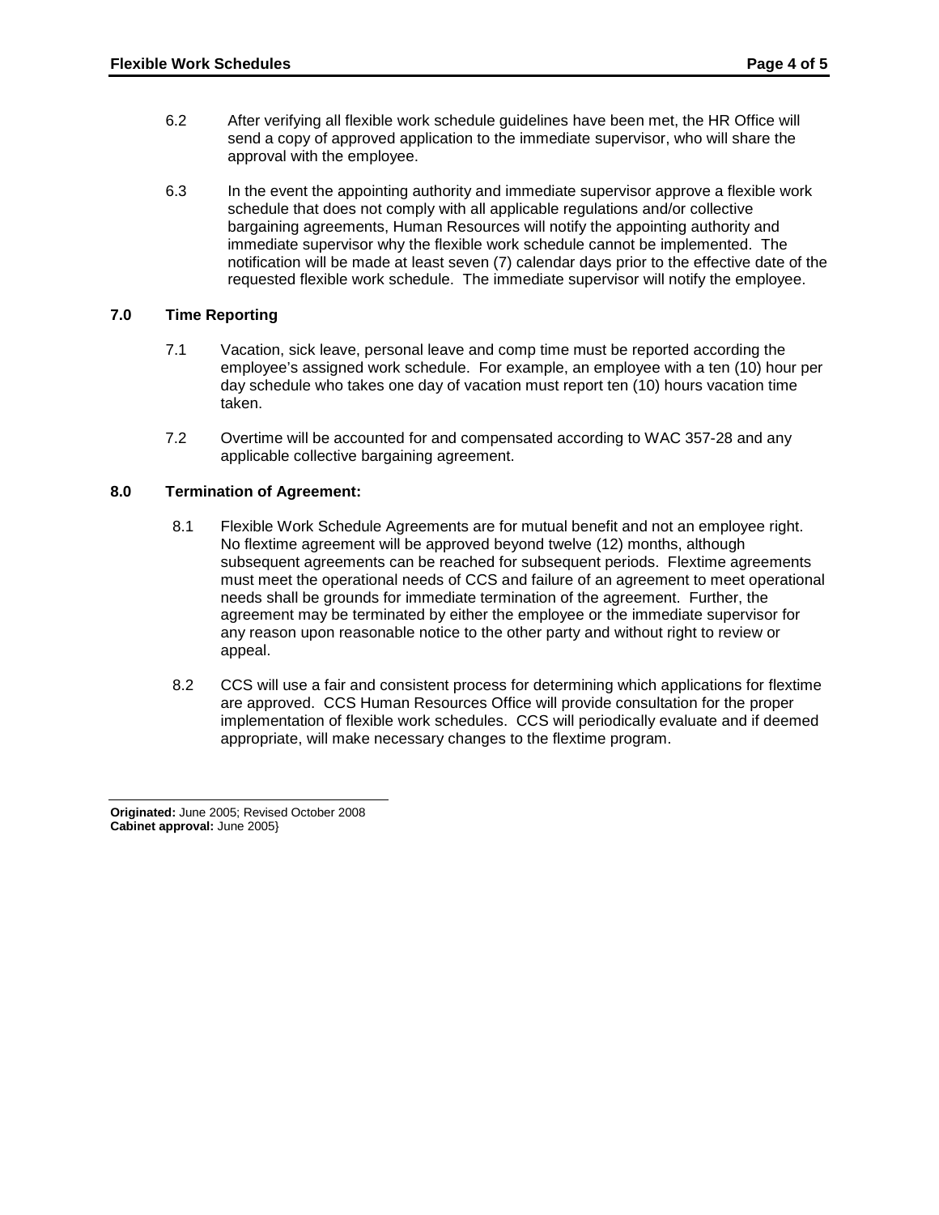6.2 After verifying all flexible work schedule guidelines have been met, the HR Office will send a copy of approved application to the immediate supervisor, who will share the approval with the employee.

6.3 In the event the appointing authority and immediate supervisor approve a flexible work schedule that does not comply with all applicable regulations and/or collective bargaining agreements, Human Resources will notify the appointing authority and immediate supervisor why the flexible work schedule cannot be implemented. The notification will be made at least seven (7) calendar days prior to the effective date of the requested flexible work schedule. The immediate supervisor will notify the employee.

## 7.0 Time Reporting

7.1 Vacation, sick leave, personal leave and comp time must be reported according the employee's assigned work schedule. For example, an employee with a ten (10) hour per day schedule who takes one day of vacation must report ten (10) hours vacation time taken.

7.2 Overtime will be accounted for and compensated according to WAC 357-28 and any applicable collective bargaining agreement.

## 8.0 Termination of Agreement:

8.1 Flexible Work Schedule Agreements are for mutual benefit and not an employee right. No flextime agreement will be approved beyond twelve (12) months, although subsequent agreements can be reached for subsequent periods. Flextime agreements must meet the operational needs of CCS and failure of an agreement to meet operational needs shall be grounds for immediate termination of the agreement. Further, the agreement may be terminated by either the employee or the immediate supervisor for any reason upon reasonable notice to the other party and without right to review or appeal.

8.2 CCS will use a fair and consistent process for determining which applications for flextime are approved. CCS Human Resources Office will provide consultation for the proper implementation of flexible work schedules. CCS will periodically evaluate and if deemed appropriate, will make necessary changes to the flextime program.

---

**Originated:** June 2005; Revised October 2008
**Cabinet approval:** June 2005}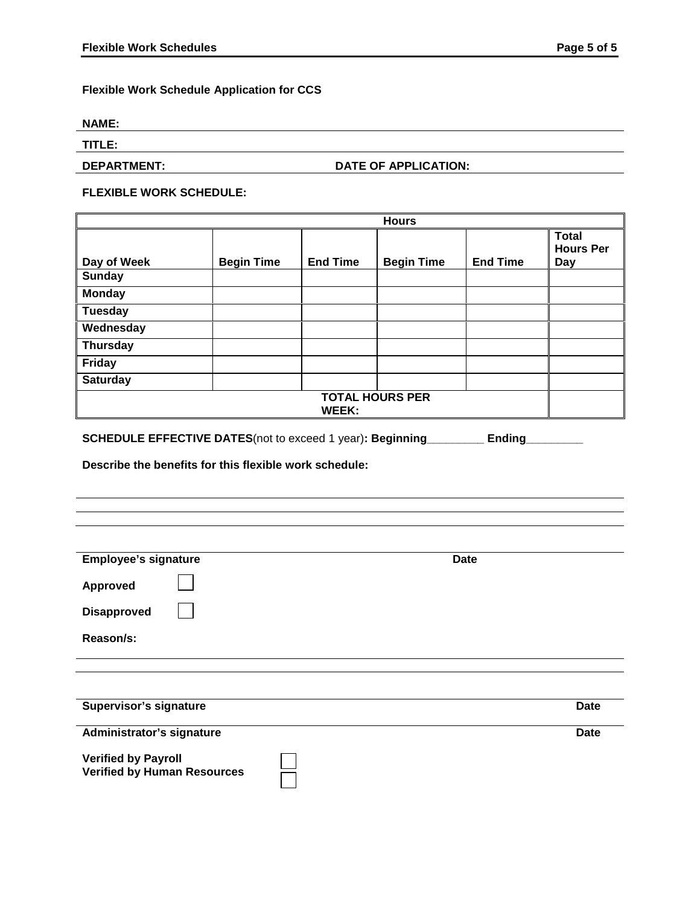**Flexible Work Schedule Application for CCS**

**NAME:**

**TITLE:**

**DEPARTMENT:** **DATE OF APPLICATION:**

**FLEXIBLE WORK SCHEDULE:**

| | Hours | | | | |
|---|---|---|---|---|---|
| **Day of Week** | **Begin Time** | **End Time** | **Begin Time** | **End Time** | **Total Hours Per Day** |
| **Sunday** | | | | | |
| **Monday** | | | | | |
| **Tuesday** | | | | | |
| **Wednesday** | | | | | |
| **Thursday** | | | | | |
| **Friday** | | | | | |
| **Saturday** | | | | | |
| **TOTAL HOURS PER WEEK:** | | | | | |

**SCHEDULE EFFECTIVE DATES**(not to exceed 1 year)**: Beginning**_________ **Ending**_________

**Describe the benefits for this flexible work schedule:**

**Employee's signature** **Date**

**Approved** ☐

**Disapproved** ☐

**Reason/s:**

**Supervisor's signature** **Date**

**Administrator's signature** **Date**

**Verified by Payroll** ☐
**Verified by Human Resources** ☐